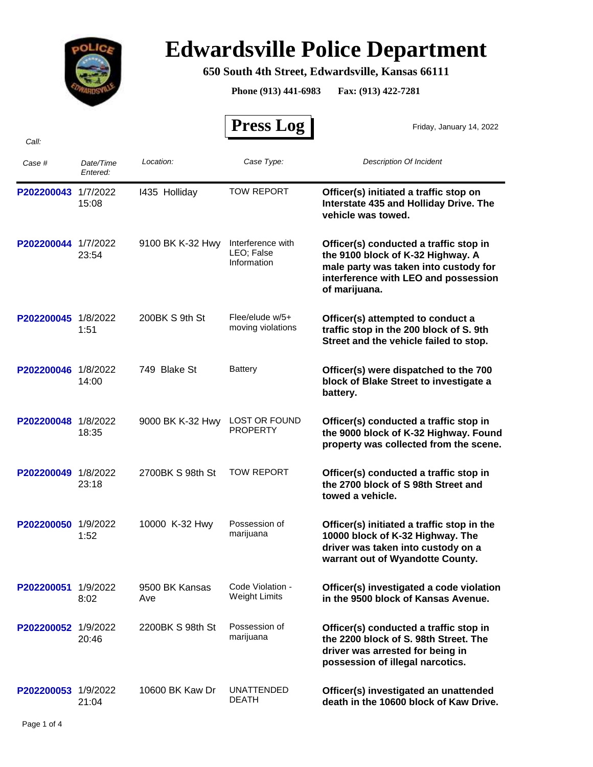# Edwardsville Police Department

**650 South 4th Street, Edwardsville, Kansas 66111**

**Phone (913) 441-6983 Fax: (913) 422-7281**

## Press Log

Friday, January 14, 2022

*Call:*

| *Case #* | *Date/Time Entered:* | *Location:* | *Case Type:* | *Description Of Incident* |
|---|---|---|---|---|
| P202200043 | 1/7/2022 15:08 | I435 Holliday | TOW REPORT | **Officer(s) initiated a traffic stop on Interstate 435 and Holliday Drive. The vehicle was towed.** |
| P202200044 | 1/7/2022 23:54 | 9100 BK K-32 Hwy | Interference with LEO; False Information | **Officer(s) conducted a traffic stop in the 9100 block of K-32 Highway. A male party was taken into custody for interference with LEO and possession of marijuana.** |
| P202200045 | 1/8/2022 1:51 | 200BK S 9th St | Flee/elude w/5+ moving violations | **Officer(s) attempted to conduct a traffic stop in the 200 block of S. 9th Street and the vehicle failed to stop.** |
| P202200046 | 1/8/2022 14:00 | 749 Blake St | Battery | **Officer(s) were dispatched to the 700 block of Blake Street to investigate a battery.** |
| P202200048 | 1/8/2022 18:35 | 9000 BK K-32 Hwy | LOST OR FOUND PROPERTY | **Officer(s) conducted a traffic stop in the 9000 block of K-32 Highway. Found property was collected from the scene.** |
| P202200049 | 1/8/2022 23:18 | 2700BK S 98th St | TOW REPORT | **Officer(s) conducted a traffic stop in the 2700 block of S 98th Street and towed a vehicle.** |
| P202200050 | 1/9/2022 1:52 | 10000 K-32 Hwy | Possession of marijuana | **Officer(s) initiated a traffic stop in the 10000 block of K-32 Highway. The driver was taken into custody on a warrant out of Wyandotte County.** |
| P202200051 | 1/9/2022 8:02 | 9500 BK Kansas Ave | Code Violation - Weight Limits | **Officer(s) investigated a code violation in the 9500 block of Kansas Avenue.** |
| P202200052 | 1/9/2022 20:46 | 2200BK S 98th St | Possession of marijuana | **Officer(s) conducted a traffic stop in the 2200 block of S. 98th Street. The driver was arrested for being in possession of illegal narcotics.** |
| P202200053 | 1/9/2022 21:04 | 10600 BK Kaw Dr | UNATTENDED DEATH | **Officer(s) investigated an unattended death in the 10600 block of Kaw Drive.** |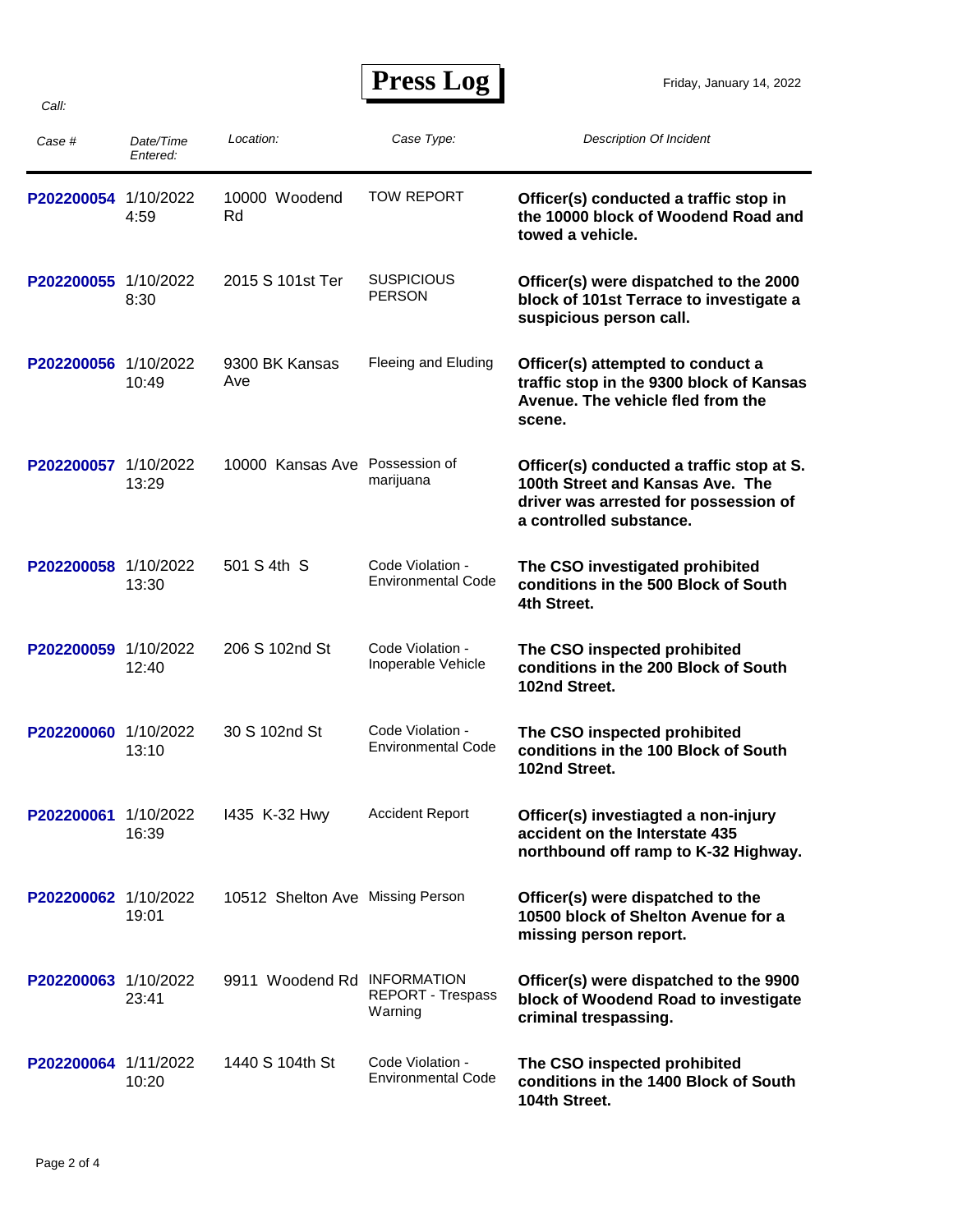# Press Log

Friday, January 14, 2022

Call:

| Case # | Date/Time Entered: | Location: | Case Type: | Description Of Incident |
|---|---|---|---|---|
| P202200054 | 1/10/2022 4:59 | 10000 Woodend Rd | TOW REPORT | **Officer(s) conducted a traffic stop in the 10000 block of Woodend Road and towed a vehicle.** |
| P202200055 | 1/10/2022 8:30 | 2015 S 101st Ter | SUSPICIOUS PERSON | **Officer(s) were dispatched to the 2000 block of 101st Terrace to investigate a suspicious person call.** |
| P202200056 | 1/10/2022 10:49 | 9300 BK Kansas Ave | Fleeing and Eluding | **Officer(s) attempted to conduct a traffic stop in the 9300 block of Kansas Avenue. The vehicle fled from the scene.** |
| P202200057 | 1/10/2022 13:29 | 10000 Kansas Ave | Possession of marijuana | **Officer(s) conducted a traffic stop at S. 100th Street and Kansas Ave. The driver was arrested for possession of a controlled substance.** |
| P202200058 | 1/10/2022 13:30 | 501 S 4th S | Code Violation - Environmental Code | **The CSO investigated prohibited conditions in the 500 Block of South 4th Street.** |
| P202200059 | 1/10/2022 12:40 | 206 S 102nd St | Code Violation - Inoperable Vehicle | **The CSO inspected prohibited conditions in the 200 Block of South 102nd Street.** |
| P202200060 | 1/10/2022 13:10 | 30 S 102nd St | Code Violation - Environmental Code | **The CSO inspected prohibited conditions in the 100 Block of South 102nd Street.** |
| P202200061 | 1/10/2022 16:39 | I435 K-32 Hwy | Accident Report | **Officer(s) investiagted a non-injury accident on the Interstate 435 northbound off ramp to K-32 Highway.** |
| P202200062 | 1/10/2022 19:01 | 10512 Shelton Ave | Missing Person | **Officer(s) were dispatched to the 10500 block of Shelton Avenue for a missing person report.** |
| P202200063 | 1/10/2022 23:41 | 9911 Woodend Rd | INFORMATION REPORT - Trespass Warning | **Officer(s) were dispatched to the 9900 block of Woodend Road to investigate criminal trespassing.** |
| P202200064 | 1/11/2022 10:20 | 1440 S 104th St | Code Violation - Environmental Code | **The CSO inspected prohibited conditions in the 1400 Block of South 104th Street.** |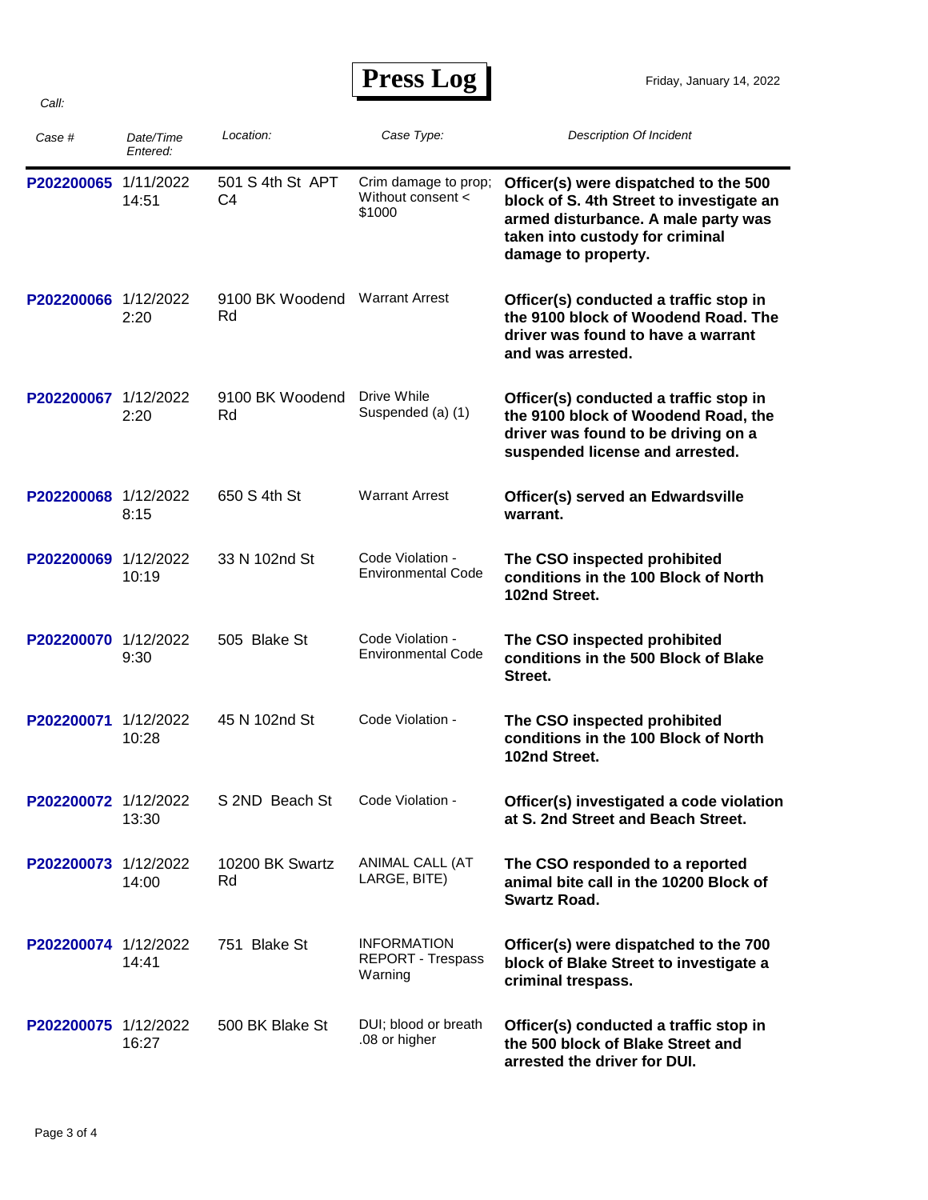# Press Log

Friday, January 14, 2022

*Call:*

| *Case #* | *Date/Time Entered:* | *Location:* | *Case Type:* | *Description Of Incident* |
|---|---|---|---|---|
| P202200065 | 1/11/2022 14:51 | 501 S 4th St APT C4 | Crim damage to prop; Without consent < $1000 | **Officer(s) were dispatched to the 500 block of S. 4th Street to investigate an armed disturbance. A male party was taken into custody for criminal damage to property.** |
| P202200066 | 1/12/2022 2:20 | 9100 BK Woodend Rd | Warrant Arrest | **Officer(s) conducted a traffic stop in the 9100 block of Woodend Road. The driver was found to have a warrant and was arrested.** |
| P202200067 | 1/12/2022 2:20 | 9100 BK Woodend Rd | Drive While Suspended (a) (1) | **Officer(s) conducted a traffic stop in the 9100 block of Woodend Road, the driver was found to be driving on a suspended license and arrested.** |
| P202200068 | 1/12/2022 8:15 | 650 S 4th St | Warrant Arrest | **Officer(s) served an Edwardsville warrant.** |
| P202200069 | 1/12/2022 10:19 | 33 N 102nd St | Code Violation - Environmental Code | **The CSO inspected prohibited conditions in the 100 Block of North 102nd Street.** |
| P202200070 | 1/12/2022 9:30 | 505 Blake St | Code Violation - Environmental Code | **The CSO inspected prohibited conditions in the 500 Block of Blake Street.** |
| P202200071 | 1/12/2022 10:28 | 45 N 102nd St | Code Violation - | **The CSO inspected prohibited conditions in the 100 Block of North 102nd Street.** |
| P202200072 | 1/12/2022 13:30 | S 2ND Beach St | Code Violation - | **Officer(s) investigated a code violation at S. 2nd Street and Beach Street.** |
| P202200073 | 1/12/2022 14:00 | 10200 BK Swartz Rd | ANIMAL CALL (AT LARGE, BITE) | **The CSO responded to a reported animal bite call in the 10200 Block of Swartz Road.** |
| P202200074 | 1/12/2022 14:41 | 751 Blake St | INFORMATION REPORT - Trespass Warning | **Officer(s) were dispatched to the 700 block of Blake Street to investigate a criminal trespass.** |
| P202200075 | 1/12/2022 16:27 | 500 BK Blake St | DUI; blood or breath .08 or higher | **Officer(s) conducted a traffic stop in the 500 block of Blake Street and arrested the driver for DUI.** |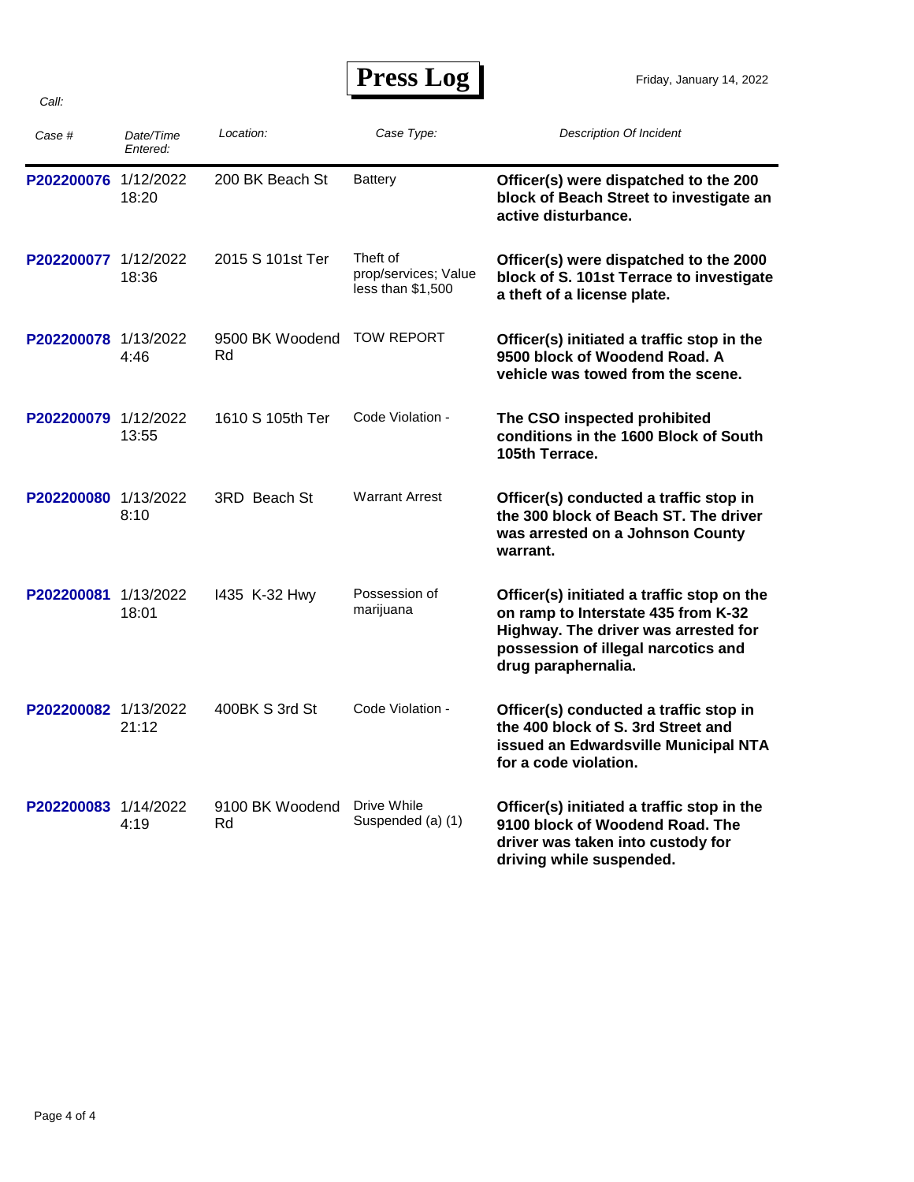# Press Log

Friday, January 14, 2022

*Call:*

| *Case #* | *Date/Time Entered:* | *Location:* | *Case Type:* | *Description Of Incident* |
|---|---|---|---|---|
| P202200076 | 1/12/2022 18:20 | 200 BK Beach St | Battery | **Officer(s) were dispatched to the 200 block of Beach Street to investigate an active disturbance.** |
| P202200077 | 1/12/2022 18:36 | 2015 S 101st Ter | Theft of prop/services; Value less than $1,500 | **Officer(s) were dispatched to the 2000 block of S. 101st Terrace to investigate a theft of a license plate.** |
| P202200078 | 1/13/2022 4:46 | 9500 BK Woodend Rd | TOW REPORT | **Officer(s) initiated a traffic stop in the 9500 block of Woodend Road. A vehicle was towed from the scene.** |
| P202200079 | 1/12/2022 13:55 | 1610 S 105th Ter | Code Violation - | **The CSO inspected prohibited conditions in the 1600 Block of South 105th Terrace.** |
| P202200080 | 1/13/2022 8:10 | 3RD Beach St | Warrant Arrest | **Officer(s) conducted a traffic stop in the 300 block of Beach ST. The driver was arrested on a Johnson County warrant.** |
| P202200081 | 1/13/2022 18:01 | I435 K-32 Hwy | Possession of marijuana | **Officer(s) initiated a traffic stop on the on ramp to Interstate 435 from K-32 Highway. The driver was arrested for possession of illegal narcotics and drug paraphernalia.** |
| P202200082 | 1/13/2022 21:12 | 400BK S 3rd St | Code Violation - | **Officer(s) conducted a traffic stop in the 400 block of S. 3rd Street and issued an Edwardsville Municipal NTA for a code violation.** |
| P202200083 | 1/14/2022 4:19 | 9100 BK Woodend Rd | Drive While Suspended (a) (1) | **Officer(s) initiated a traffic stop in the 9100 block of Woodend Road. The driver was taken into custody for driving while suspended.** |